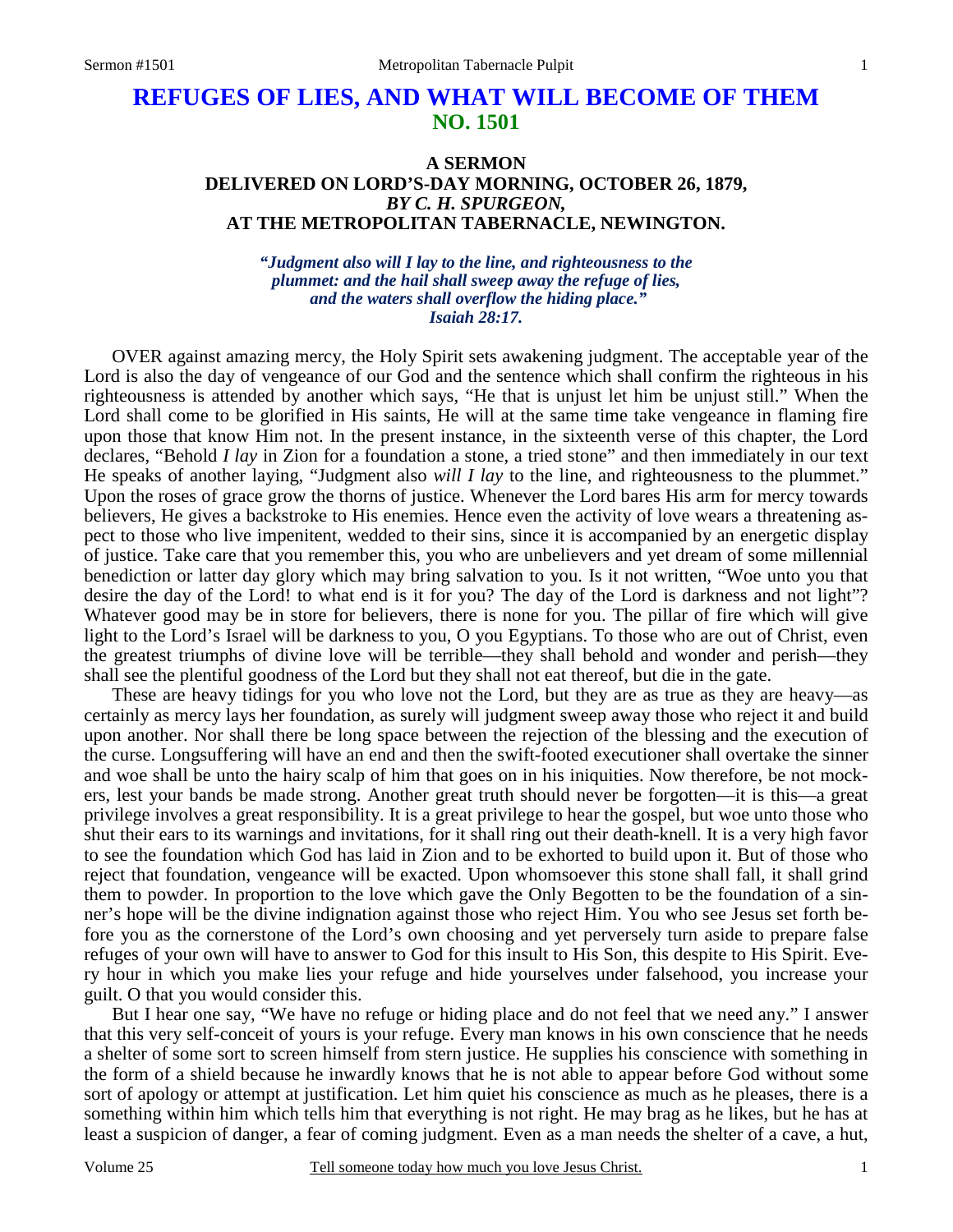# REFUGES OF LIES, AND WHAT WILL BECOME OF THEM
## NO. 1501

### A SERMON
### DELIVERED ON LORD'S-DAY MORNING, OCTOBER 26, 1879,
### *BY C. H. SPURGEON,*
### AT THE METROPOLITAN TABERNACLE, NEWINGTON.

*"Judgment also will I lay to the line, and righteousness to the plummet: and the hail shall sweep away the refuge of lies, and the waters shall overflow the hiding place." Isaiah 28:17.*

OVER against amazing mercy, the Holy Spirit sets awakening judgment. The acceptable year of the Lord is also the day of vengeance of our God and the sentence which shall confirm the righteous in his righteousness is attended by another which says, "He that is unjust let him be unjust still." When the Lord shall come to be glorified in His saints, He will at the same time take vengeance in flaming fire upon those that know Him not. In the present instance, in the sixteenth verse of this chapter, the Lord declares, "Behold *I lay* in Zion for a foundation a stone, a tried stone" and then immediately in our text He speaks of another laying, "Judgment also *will I lay* to the line, and righteousness to the plummet." Upon the roses of grace grow the thorns of justice. Whenever the Lord bares His arm for mercy towards believers, He gives a backstroke to His enemies. Hence even the activity of love wears a threatening aspect to those who live impenitent, wedded to their sins, since it is accompanied by an energetic display of justice. Take care that you remember this, you who are unbelievers and yet dream of some millennial benediction or latter day glory which may bring salvation to you. Is it not written, "Woe unto you that desire the day of the Lord! to what end is it for you? The day of the Lord is darkness and not light"? Whatever good may be in store for believers, there is none for you. The pillar of fire which will give light to the Lord's Israel will be darkness to you, O you Egyptians. To those who are out of Christ, even the greatest triumphs of divine love will be terrible—they shall behold and wonder and perish—they shall see the plentiful goodness of the Lord but they shall not eat thereof, but die in the gate.

These are heavy tidings for you who love not the Lord, but they are as true as they are heavy—as certainly as mercy lays her foundation, as surely will judgment sweep away those who reject it and build upon another. Nor shall there be long space between the rejection of the blessing and the execution of the curse. Longsuffering will have an end and then the swift-footed executioner shall overtake the sinner and woe shall be unto the hairy scalp of him that goes on in his iniquities. Now therefore, be not mockers, lest your bands be made strong. Another great truth should never be forgotten—it is this—a great privilege involves a great responsibility. It is a great privilege to hear the gospel, but woe unto those who shut their ears to its warnings and invitations, for it shall ring out their death-knell. It is a very high favor to see the foundation which God has laid in Zion and to be exhorted to build upon it. But of those who reject that foundation, vengeance will be exacted. Upon whomsoever this stone shall fall, it shall grind them to powder. In proportion to the love which gave the Only Begotten to be the foundation of a sinner's hope will be the divine indignation against those who reject Him. You who see Jesus set forth before you as the cornerstone of the Lord's own choosing and yet perversely turn aside to prepare false refuges of your own will have to answer to God for this insult to His Son, this despite to His Spirit. Every hour in which you make lies your refuge and hide yourselves under falsehood, you increase your guilt. O that you would consider this.

But I hear one say, "We have no refuge or hiding place and do not feel that we need any." I answer that this very self-conceit of yours is your refuge. Every man knows in his own conscience that he needs a shelter of some sort to screen himself from stern justice. He supplies his conscience with something in the form of a shield because he inwardly knows that he is not able to appear before God without some sort of apology or attempt at justification. Let him quiet his conscience as much as he pleases, there is a something within him which tells him that everything is not right. He may brag as he likes, but he has at least a suspicion of danger, a fear of coming judgment. Even as a man needs the shelter of a cave, a hut,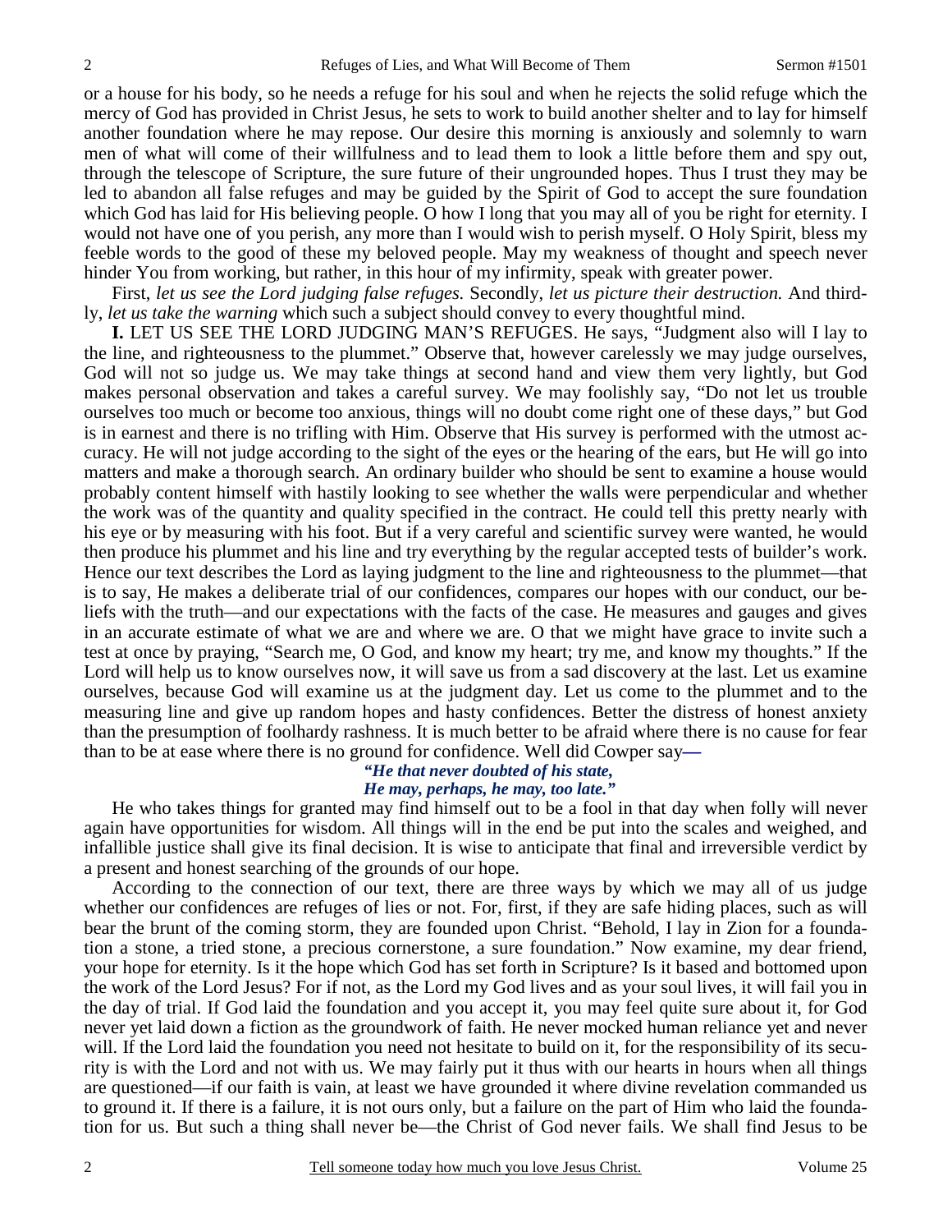or a house for his body, so he needs a refuge for his soul and when he rejects the solid refuge which the mercy of God has provided in Christ Jesus, he sets to work to build another shelter and to lay for himself another foundation where he may repose. Our desire this morning is anxiously and solemnly to warn men of what will come of their willfulness and to lead them to look a little before them and spy out, through the telescope of Scripture, the sure future of their ungrounded hopes. Thus I trust they may be led to abandon all false refuges and may be guided by the Spirit of God to accept the sure foundation which God has laid for His believing people. O how I long that you may all of you be right for eternity. I would not have one of you perish, any more than I would wish to perish myself. O Holy Spirit, bless my feeble words to the good of these my beloved people. May my weakness of thought and speech never hinder You from working, but rather, in this hour of my infirmity, speak with greater power.

First, *let us see the Lord judging false refuges.* Secondly, *let us picture their destruction.* And thirdly, *let us take the warning* which such a subject should convey to every thoughtful mind.

**I.** LET US SEE THE LORD JUDGING MAN'S REFUGES. He says, "Judgment also will I lay to the line, and righteousness to the plummet." Observe that, however carelessly we may judge ourselves, God will not so judge us. We may take things at second hand and view them very lightly, but God makes personal observation and takes a careful survey. We may foolishly say, "Do not let us trouble ourselves too much or become too anxious, things will no doubt come right one of these days," but God is in earnest and there is no trifling with Him. Observe that His survey is performed with the utmost accuracy. He will not judge according to the sight of the eyes or the hearing of the ears, but He will go into matters and make a thorough search. An ordinary builder who should be sent to examine a house would probably content himself with hastily looking to see whether the walls were perpendicular and whether the work was of the quantity and quality specified in the contract. He could tell this pretty nearly with his eye or by measuring with his foot. But if a very careful and scientific survey were wanted, he would then produce his plummet and his line and try everything by the regular accepted tests of builder's work. Hence our text describes the Lord as laying judgment to the line and righteousness to the plummet—that is to say, He makes a deliberate trial of our confidences, compares our hopes with our conduct, our beliefs with the truth—and our expectations with the facts of the case. He measures and gauges and gives in an accurate estimate of what we are and where we are. O that we might have grace to invite such a test at once by praying, "Search me, O God, and know my heart; try me, and know my thoughts." If the Lord will help us to know ourselves now, it will save us from a sad discovery at the last. Let us examine ourselves, because God will examine us at the judgment day. Let us come to the plummet and to the measuring line and give up random hopes and hasty confidences. Better the distress of honest anxiety than the presumption of foolhardy rashness. It is much better to be afraid where there is no cause for fear than to be at ease where there is no ground for confidence. Well did Cowper say**—**

*"He that never doubted of his state,*
*He may, perhaps, he may, too late."*

He who takes things for granted may find himself out to be a fool in that day when folly will never again have opportunities for wisdom. All things will in the end be put into the scales and weighed, and infallible justice shall give its final decision. It is wise to anticipate that final and irreversible verdict by a present and honest searching of the grounds of our hope.

According to the connection of our text, there are three ways by which we may all of us judge whether our confidences are refuges of lies or not. For, first, if they are safe hiding places, such as will bear the brunt of the coming storm, they are founded upon Christ. "Behold, I lay in Zion for a foundation a stone, a tried stone, a precious cornerstone, a sure foundation." Now examine, my dear friend, your hope for eternity. Is it the hope which God has set forth in Scripture? Is it based and bottomed upon the work of the Lord Jesus? For if not, as the Lord my God lives and as your soul lives, it will fail you in the day of trial. If God laid the foundation and you accept it, you may feel quite sure about it, for God never yet laid down a fiction as the groundwork of faith. He never mocked human reliance yet and never will. If the Lord laid the foundation you need not hesitate to build on it, for the responsibility of its security is with the Lord and not with us. We may fairly put it thus with our hearts in hours when all things are questioned—if our faith is vain, at least we have grounded it where divine revelation commanded us to ground it. If there is a failure, it is not ours only, but a failure on the part of Him who laid the foundation for us. But such a thing shall never be—the Christ of God never fails. We shall find Jesus to be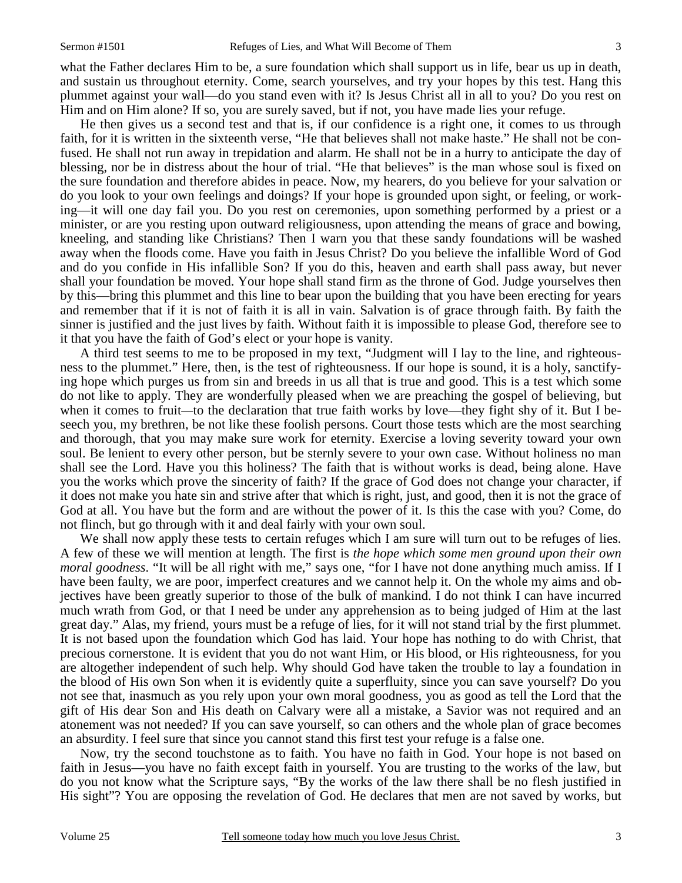what the Father declares Him to be, a sure foundation which shall support us in life, bear us up in death, and sustain us throughout eternity. Come, search yourselves, and try your hopes by this test. Hang this plummet against your wall—do you stand even with it? Is Jesus Christ all in all to you? Do you rest on Him and on Him alone? If so, you are surely saved, but if not, you have made lies your refuge.

He then gives us a second test and that is, if our confidence is a right one, it comes to us through faith, for it is written in the sixteenth verse, "He that believes shall not make haste." He shall not be confused. He shall not run away in trepidation and alarm. He shall not be in a hurry to anticipate the day of blessing, nor be in distress about the hour of trial. "He that believes" is the man whose soul is fixed on the sure foundation and therefore abides in peace. Now, my hearers, do you believe for your salvation or do you look to your own feelings and doings? If your hope is grounded upon sight, or feeling, or working—it will one day fail you. Do you rest on ceremonies, upon something performed by a priest or a minister, or are you resting upon outward religiousness, upon attending the means of grace and bowing, kneeling, and standing like Christians? Then I warn you that these sandy foundations will be washed away when the floods come. Have you faith in Jesus Christ? Do you believe the infallible Word of God and do you confide in His infallible Son? If you do this, heaven and earth shall pass away, but never shall your foundation be moved. Your hope shall stand firm as the throne of God. Judge yourselves then by this—bring this plummet and this line to bear upon the building that you have been erecting for years and remember that if it is not of faith it is all in vain. Salvation is of grace through faith. By faith the sinner is justified and the just lives by faith. Without faith it is impossible to please God, therefore see to it that you have the faith of God's elect or your hope is vanity.

A third test seems to me to be proposed in my text, "Judgment will I lay to the line, and righteousness to the plummet." Here, then, is the test of righteousness. If our hope is sound, it is a holy, sanctifying hope which purges us from sin and breeds in us all that is true and good. This is a test which some do not like to apply. They are wonderfully pleased when we are preaching the gospel of believing, but when it comes to fruit—to the declaration that true faith works by love—they fight shy of it. But I beseech you, my brethren, be not like these foolish persons. Court those tests which are the most searching and thorough, that you may make sure work for eternity. Exercise a loving severity toward your own soul. Be lenient to every other person, but be sternly severe to your own case. Without holiness no man shall see the Lord. Have you this holiness? The faith that is without works is dead, being alone. Have you the works which prove the sincerity of faith? If the grace of God does not change your character, if it does not make you hate sin and strive after that which is right, just, and good, then it is not the grace of God at all. You have but the form and are without the power of it. Is this the case with you? Come, do not flinch, but go through with it and deal fairly with your own soul.

We shall now apply these tests to certain refuges which I am sure will turn out to be refuges of lies. A few of these we will mention at length. The first is *the hope which some men ground upon their own moral goodness*. "It will be all right with me," says one, "for I have not done anything much amiss. If I have been faulty, we are poor, imperfect creatures and we cannot help it. On the whole my aims and objectives have been greatly superior to those of the bulk of mankind. I do not think I can have incurred much wrath from God, or that I need be under any apprehension as to being judged of Him at the last great day." Alas, my friend, yours must be a refuge of lies, for it will not stand trial by the first plummet. It is not based upon the foundation which God has laid. Your hope has nothing to do with Christ, that precious cornerstone. It is evident that you do not want Him, or His blood, or His righteousness, for you are altogether independent of such help. Why should God have taken the trouble to lay a foundation in the blood of His own Son when it is evidently quite a superfluity, since you can save yourself? Do you not see that, inasmuch as you rely upon your own moral goodness, you as good as tell the Lord that the gift of His dear Son and His death on Calvary were all a mistake, a Savior was not required and an atonement was not needed? If you can save yourself, so can others and the whole plan of grace becomes an absurdity. I feel sure that since you cannot stand this first test your refuge is a false one.

Now, try the second touchstone as to faith. You have no faith in God. Your hope is not based on faith in Jesus—you have no faith except faith in yourself. You are trusting to the works of the law, but do you not know what the Scripture says, "By the works of the law there shall be no flesh justified in His sight"? You are opposing the revelation of God. He declares that men are not saved by works, but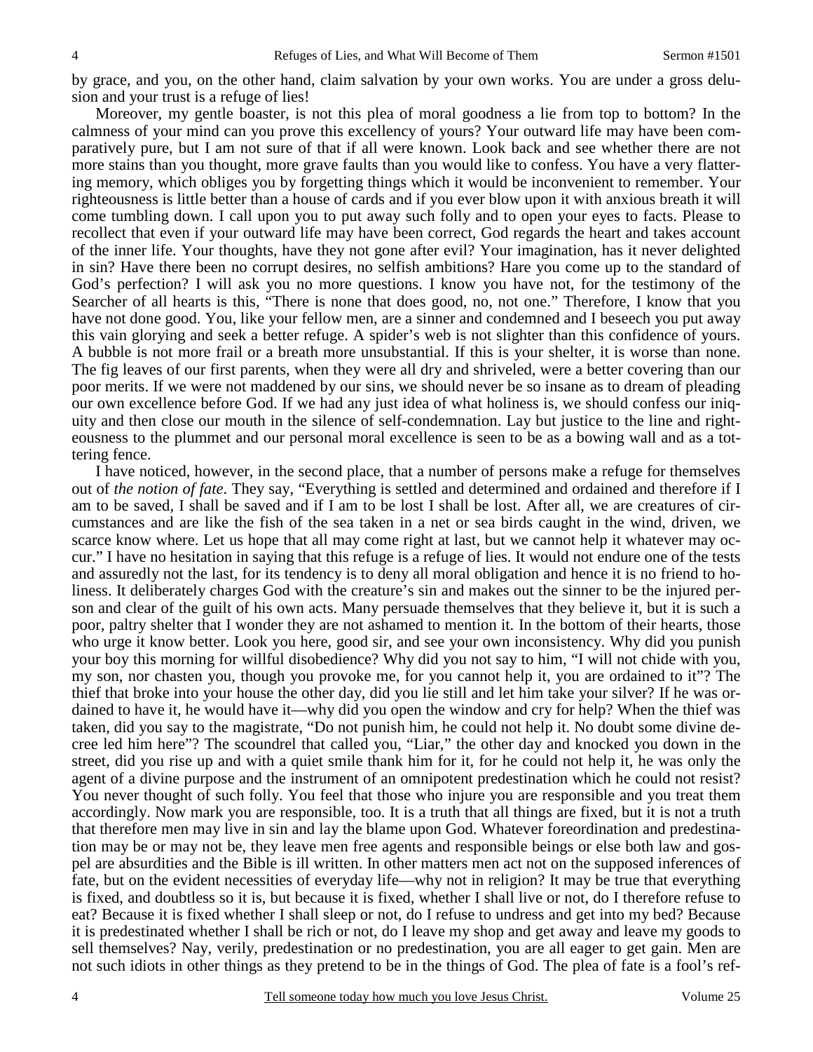by grace, and you, on the other hand, claim salvation by your own works. You are under a gross delusion and your trust is a refuge of lies!

Moreover, my gentle boaster, is not this plea of moral goodness a lie from top to bottom? In the calmness of your mind can you prove this excellency of yours? Your outward life may have been comparatively pure, but I am not sure of that if all were known. Look back and see whether there are not more stains than you thought, more grave faults than you would like to confess. You have a very flattering memory, which obliges you by forgetting things which it would be inconvenient to remember. Your righteousness is little better than a house of cards and if you ever blow upon it with anxious breath it will come tumbling down. I call upon you to put away such folly and to open your eyes to facts. Please to recollect that even if your outward life may have been correct, God regards the heart and takes account of the inner life. Your thoughts, have they not gone after evil? Your imagination, has it never delighted in sin? Have there been no corrupt desires, no selfish ambitions? Hare you come up to the standard of God's perfection? I will ask you no more questions. I know you have not, for the testimony of the Searcher of all hearts is this, "There is none that does good, no, not one." Therefore, I know that you have not done good. You, like your fellow men, are a sinner and condemned and I beseech you put away this vain glorying and seek a better refuge. A spider's web is not slighter than this confidence of yours. A bubble is not more frail or a breath more unsubstantial. If this is your shelter, it is worse than none. The fig leaves of our first parents, when they were all dry and shriveled, were a better covering than our poor merits. If we were not maddened by our sins, we should never be so insane as to dream of pleading our own excellence before God. If we had any just idea of what holiness is, we should confess our iniquity and then close our mouth in the silence of self-condemnation. Lay but justice to the line and righteousness to the plummet and our personal moral excellence is seen to be as a bowing wall and as a tottering fence.

I have noticed, however, in the second place, that a number of persons make a refuge for themselves out of *the notion of fate*. They say, "Everything is settled and determined and ordained and therefore if I am to be saved, I shall be saved and if I am to be lost I shall be lost. After all, we are creatures of circumstances and are like the fish of the sea taken in a net or sea birds caught in the wind, driven, we scarce know where. Let us hope that all may come right at last, but we cannot help it whatever may occur." I have no hesitation in saying that this refuge is a refuge of lies. It would not endure one of the tests and assuredly not the last, for its tendency is to deny all moral obligation and hence it is no friend to holiness. It deliberately charges God with the creature's sin and makes out the sinner to be the injured person and clear of the guilt of his own acts. Many persuade themselves that they believe it, but it is such a poor, paltry shelter that I wonder they are not ashamed to mention it. In the bottom of their hearts, those who urge it know better. Look you here, good sir, and see your own inconsistency. Why did you punish your boy this morning for willful disobedience? Why did you not say to him, "I will not chide with you, my son, nor chasten you, though you provoke me, for you cannot help it, you are ordained to it"? The thief that broke into your house the other day, did you lie still and let him take your silver? If he was ordained to have it, he would have it—why did you open the window and cry for help? When the thief was taken, did you say to the magistrate, "Do not punish him, he could not help it. No doubt some divine decree led him here"? The scoundrel that called you, "Liar," the other day and knocked you down in the street, did you rise up and with a quiet smile thank him for it, for he could not help it, he was only the agent of a divine purpose and the instrument of an omnipotent predestination which he could not resist? You never thought of such folly. You feel that those who injure you are responsible and you treat them accordingly. Now mark you are responsible, too. It is a truth that all things are fixed, but it is not a truth that therefore men may live in sin and lay the blame upon God. Whatever foreordination and predestination may be or may not be, they leave men free agents and responsible beings or else both law and gospel are absurdities and the Bible is ill written. In other matters men act not on the supposed inferences of fate, but on the evident necessities of everyday life—why not in religion? It may be true that everything is fixed, and doubtless so it is, but because it is fixed, whether I shall live or not, do I therefore refuse to eat? Because it is fixed whether I shall sleep or not, do I refuse to undress and get into my bed? Because it is predestinated whether I shall be rich or not, do I leave my shop and get away and leave my goods to sell themselves? Nay, verily, predestination or no predestination, you are all eager to get gain. Men are not such idiots in other things as they pretend to be in the things of God. The plea of fate is a fool's ref-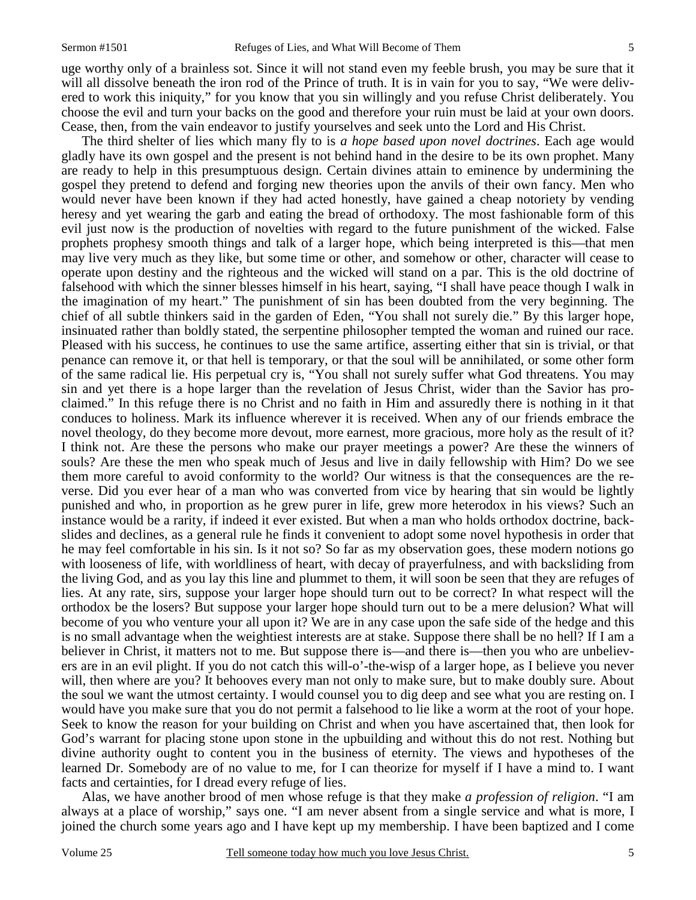uge worthy only of a brainless sot. Since it will not stand even my feeble brush, you may be sure that it will all dissolve beneath the iron rod of the Prince of truth. It is in vain for you to say, "We were delivered to work this iniquity," for you know that you sin willingly and you refuse Christ deliberately. You choose the evil and turn your backs on the good and therefore your ruin must be laid at your own doors. Cease, then, from the vain endeavor to justify yourselves and seek unto the Lord and His Christ.

The third shelter of lies which many fly to is *a hope based upon novel doctrines*. Each age would gladly have its own gospel and the present is not behind hand in the desire to be its own prophet. Many are ready to help in this presumptuous design. Certain divines attain to eminence by undermining the gospel they pretend to defend and forging new theories upon the anvils of their own fancy. Men who would never have been known if they had acted honestly, have gained a cheap notoriety by vending heresy and yet wearing the garb and eating the bread of orthodoxy. The most fashionable form of this evil just now is the production of novelties with regard to the future punishment of the wicked. False prophets prophesy smooth things and talk of a larger hope, which being interpreted is this—that men may live very much as they like, but some time or other, and somehow or other, character will cease to operate upon destiny and the righteous and the wicked will stand on a par. This is the old doctrine of falsehood with which the sinner blesses himself in his heart, saying, "I shall have peace though I walk in the imagination of my heart." The punishment of sin has been doubted from the very beginning. The chief of all subtle thinkers said in the garden of Eden, "You shall not surely die." By this larger hope, insinuated rather than boldly stated, the serpentine philosopher tempted the woman and ruined our race. Pleased with his success, he continues to use the same artifice, asserting either that sin is trivial, or that penance can remove it, or that hell is temporary, or that the soul will be annihilated, or some other form of the same radical lie. His perpetual cry is, "You shall not surely suffer what God threatens. You may sin and yet there is a hope larger than the revelation of Jesus Christ, wider than the Savior has proclaimed." In this refuge there is no Christ and no faith in Him and assuredly there is nothing in it that conduces to holiness. Mark its influence wherever it is received. When any of our friends embrace the novel theology, do they become more devout, more earnest, more gracious, more holy as the result of it? I think not. Are these the persons who make our prayer meetings a power? Are these the winners of souls? Are these the men who speak much of Jesus and live in daily fellowship with Him? Do we see them more careful to avoid conformity to the world? Our witness is that the consequences are the reverse. Did you ever hear of a man who was converted from vice by hearing that sin would be lightly punished and who, in proportion as he grew purer in life, grew more heterodox in his views? Such an instance would be a rarity, if indeed it ever existed. But when a man who holds orthodox doctrine, backslides and declines, as a general rule he finds it convenient to adopt some novel hypothesis in order that he may feel comfortable in his sin. Is it not so? So far as my observation goes, these modern notions go with looseness of life, with worldliness of heart, with decay of prayerfulness, and with backsliding from the living God, and as you lay this line and plummet to them, it will soon be seen that they are refuges of lies. At any rate, sirs, suppose your larger hope should turn out to be correct? In what respect will the orthodox be the losers? But suppose your larger hope should turn out to be a mere delusion? What will become of you who venture your all upon it? We are in any case upon the safe side of the hedge and this is no small advantage when the weightiest interests are at stake. Suppose there shall be no hell? If I am a believer in Christ, it matters not to me. But suppose there is—and there is—then you who are unbelievers are in an evil plight. If you do not catch this will-o'-the-wisp of a larger hope, as I believe you never will, then where are you? It behooves every man not only to make sure, but to make doubly sure. About the soul we want the utmost certainty. I would counsel you to dig deep and see what you are resting on. I would have you make sure that you do not permit a falsehood to lie like a worm at the root of your hope. Seek to know the reason for your building on Christ and when you have ascertained that, then look for God's warrant for placing stone upon stone in the upbuilding and without this do not rest. Nothing but divine authority ought to content you in the business of eternity. The views and hypotheses of the learned Dr. Somebody are of no value to me, for I can theorize for myself if I have a mind to. I want facts and certainties, for I dread every refuge of lies.

Alas, we have another brood of men whose refuge is that they make *a profession of religion*. "I am always at a place of worship," says one. "I am never absent from a single service and what is more, I joined the church some years ago and I have kept up my membership. I have been baptized and I come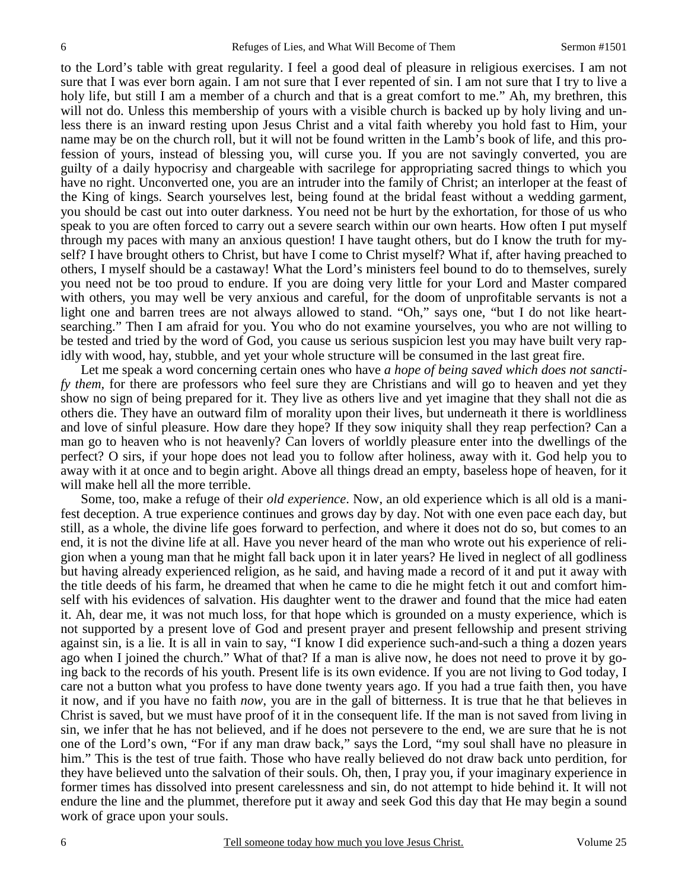to the Lord's table with great regularity. I feel a good deal of pleasure in religious exercises. I am not sure that I was ever born again. I am not sure that I ever repented of sin. I am not sure that I try to live a holy life, but still I am a member of a church and that is a great comfort to me." Ah, my brethren, this will not do. Unless this membership of yours with a visible church is backed up by holy living and unless there is an inward resting upon Jesus Christ and a vital faith whereby you hold fast to Him, your name may be on the church roll, but it will not be found written in the Lamb's book of life, and this profession of yours, instead of blessing you, will curse you. If you are not savingly converted, you are guilty of a daily hypocrisy and chargeable with sacrilege for appropriating sacred things to which you have no right. Unconverted one, you are an intruder into the family of Christ; an interloper at the feast of the King of kings. Search yourselves lest, being found at the bridal feast without a wedding garment, you should be cast out into outer darkness. You need not be hurt by the exhortation, for those of us who speak to you are often forced to carry out a severe search within our own hearts. How often I put myself through my paces with many an anxious question! I have taught others, but do I know the truth for myself? I have brought others to Christ, but have I come to Christ myself? What if, after having preached to others, I myself should be a castaway! What the Lord's ministers feel bound to do to themselves, surely you need not be too proud to endure. If you are doing very little for your Lord and Master compared with others, you may well be very anxious and careful, for the doom of unprofitable servants is not a light one and barren trees are not always allowed to stand. "Oh," says one, "but I do not like heart-searching." Then I am afraid for you. You who do not examine yourselves, you who are not willing to be tested and tried by the word of God, you cause us serious suspicion lest you may have built very rapidly with wood, hay, stubble, and yet your whole structure will be consumed in the last great fire.

Let me speak a word concerning certain ones who have *a hope of being saved which does not sanctify them*, for there are professors who feel sure they are Christians and will go to heaven and yet they show no sign of being prepared for it. They live as others live and yet imagine that they shall not die as others die. They have an outward film of morality upon their lives, but underneath it there is worldliness and love of sinful pleasure. How dare they hope? If they sow iniquity shall they reap perfection? Can a man go to heaven who is not heavenly? Can lovers of worldly pleasure enter into the dwellings of the perfect? O sirs, if your hope does not lead you to follow after holiness, away with it. God help you to away with it at once and to begin aright. Above all things dread an empty, baseless hope of heaven, for it will make hell all the more terrible.

Some, too, make a refuge of their *old experience*. Now, an old experience which is all old is a manifest deception. A true experience continues and grows day by day. Not with one even pace each day, but still, as a whole, the divine life goes forward to perfection, and where it does not do so, but comes to an end, it is not the divine life at all. Have you never heard of the man who wrote out his experience of religion when a young man that he might fall back upon it in later years? He lived in neglect of all godliness but having already experienced religion, as he said, and having made a record of it and put it away with the title deeds of his farm, he dreamed that when he came to die he might fetch it out and comfort himself with his evidences of salvation. His daughter went to the drawer and found that the mice had eaten it. Ah, dear me, it was not much loss, for that hope which is grounded on a musty experience, which is not supported by a present love of God and present prayer and present fellowship and present striving against sin, is a lie. It is all in vain to say, "I know I did experience such-and-such a thing a dozen years ago when I joined the church." What of that? If a man is alive now, he does not need to prove it by going back to the records of his youth. Present life is its own evidence. If you are not living to God today, I care not a button what you profess to have done twenty years ago. If you had a true faith then, you have it now, and if you have no faith *now*, you are in the gall of bitterness. It is true that he that believes in Christ is saved, but we must have proof of it in the consequent life. If the man is not saved from living in sin, we infer that he has not believed, and if he does not persevere to the end, we are sure that he is not one of the Lord's own, "For if any man draw back," says the Lord, "my soul shall have no pleasure in him." This is the test of true faith. Those who have really believed do not draw back unto perdition, for they have believed unto the salvation of their souls. Oh, then, I pray you, if your imaginary experience in former times has dissolved into present carelessness and sin, do not attempt to hide behind it. It will not endure the line and the plummet, therefore put it away and seek God this day that He may begin a sound work of grace upon your souls.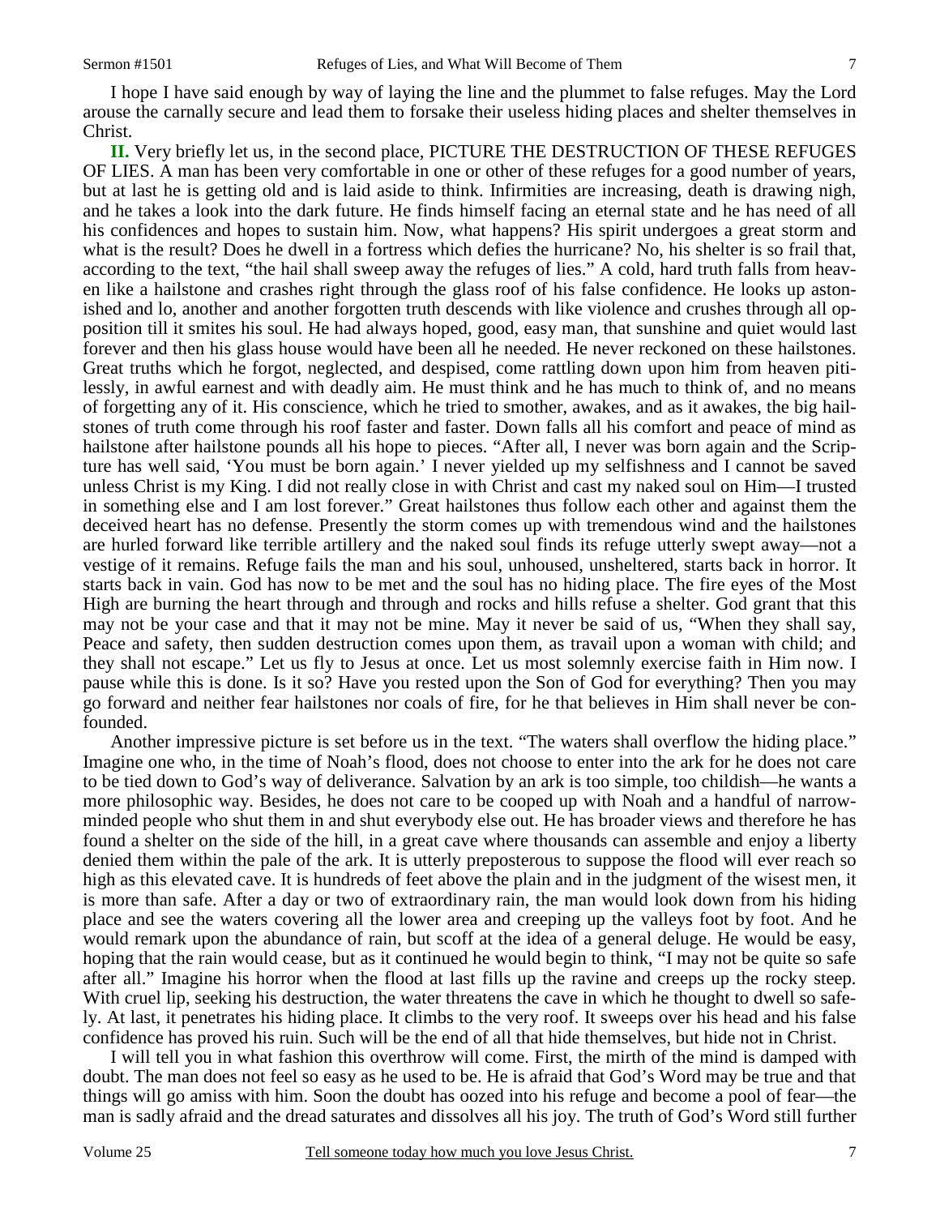I hope I have said enough by way of laying the line and the plummet to false refuges. May the Lord arouse the carnally secure and lead them to forsake their useless hiding places and shelter themselves in Christ.

**II.** Very briefly let us, in the second place, PICTURE THE DESTRUCTION OF THESE REFUGES OF LIES. A man has been very comfortable in one or other of these refuges for a good number of years, but at last he is getting old and is laid aside to think. Infirmities are increasing, death is drawing nigh, and he takes a look into the dark future. He finds himself facing an eternal state and he has need of all his confidences and hopes to sustain him. Now, what happens? His spirit undergoes a great storm and what is the result? Does he dwell in a fortress which defies the hurricane? No, his shelter is so frail that, according to the text, "the hail shall sweep away the refuges of lies." A cold, hard truth falls from heaven like a hailstone and crashes right through the glass roof of his false confidence. He looks up astonished and lo, another and another forgotten truth descends with like violence and crushes through all opposition till it smites his soul. He had always hoped, good, easy man, that sunshine and quiet would last forever and then his glass house would have been all he needed. He never reckoned on these hailstones. Great truths which he forgot, neglected, and despised, come rattling down upon him from heaven pitilessly, in awful earnest and with deadly aim. He must think and he has much to think of, and no means of forgetting any of it. His conscience, which he tried to smother, awakes, and as it awakes, the big hailstones of truth come through his roof faster and faster. Down falls all his comfort and peace of mind as hailstone after hailstone pounds all his hope to pieces. "After all, I never was born again and the Scripture has well said, 'You must be born again.' I never yielded up my selfishness and I cannot be saved unless Christ is my King. I did not really close in with Christ and cast my naked soul on Him—I trusted in something else and I am lost forever." Great hailstones thus follow each other and against them the deceived heart has no defense. Presently the storm comes up with tremendous wind and the hailstones are hurled forward like terrible artillery and the naked soul finds its refuge utterly swept away—not a vestige of it remains. Refuge fails the man and his soul, unhoused, unsheltered, starts back in horror. It starts back in vain. God has now to be met and the soul has no hiding place. The fire eyes of the Most High are burning the heart through and through and rocks and hills refuse a shelter. God grant that this may not be your case and that it may not be mine. May it never be said of us, "When they shall say, Peace and safety, then sudden destruction comes upon them, as travail upon a woman with child; and they shall not escape." Let us fly to Jesus at once. Let us most solemnly exercise faith in Him now. I pause while this is done. Is it so? Have you rested upon the Son of God for everything? Then you may go forward and neither fear hailstones nor coals of fire, for he that believes in Him shall never be confounded.

Another impressive picture is set before us in the text. "The waters shall overflow the hiding place." Imagine one who, in the time of Noah's flood, does not choose to enter into the ark for he does not care to be tied down to God's way of deliverance. Salvation by an ark is too simple, too childish—he wants a more philosophic way. Besides, he does not care to be cooped up with Noah and a handful of narrow-minded people who shut them in and shut everybody else out. He has broader views and therefore he has found a shelter on the side of the hill, in a great cave where thousands can assemble and enjoy a liberty denied them within the pale of the ark. It is utterly preposterous to suppose the flood will ever reach so high as this elevated cave. It is hundreds of feet above the plain and in the judgment of the wisest men, it is more than safe. After a day or two of extraordinary rain, the man would look down from his hiding place and see the waters covering all the lower area and creeping up the valleys foot by foot. And he would remark upon the abundance of rain, but scoff at the idea of a general deluge. He would be easy, hoping that the rain would cease, but as it continued he would begin to think, "I may not be quite so safe after all." Imagine his horror when the flood at last fills up the ravine and creeps up the rocky steep. With cruel lip, seeking his destruction, the water threatens the cave in which he thought to dwell so safely. At last, it penetrates his hiding place. It climbs to the very roof. It sweeps over his head and his false confidence has proved his ruin. Such will be the end of all that hide themselves, but hide not in Christ.

I will tell you in what fashion this overthrow will come. First, the mirth of the mind is damped with doubt. The man does not feel so easy as he used to be. He is afraid that God's Word may be true and that things will go amiss with him. Soon the doubt has oozed into his refuge and become a pool of fear—the man is sadly afraid and the dread saturates and dissolves all his joy. The truth of God's Word still further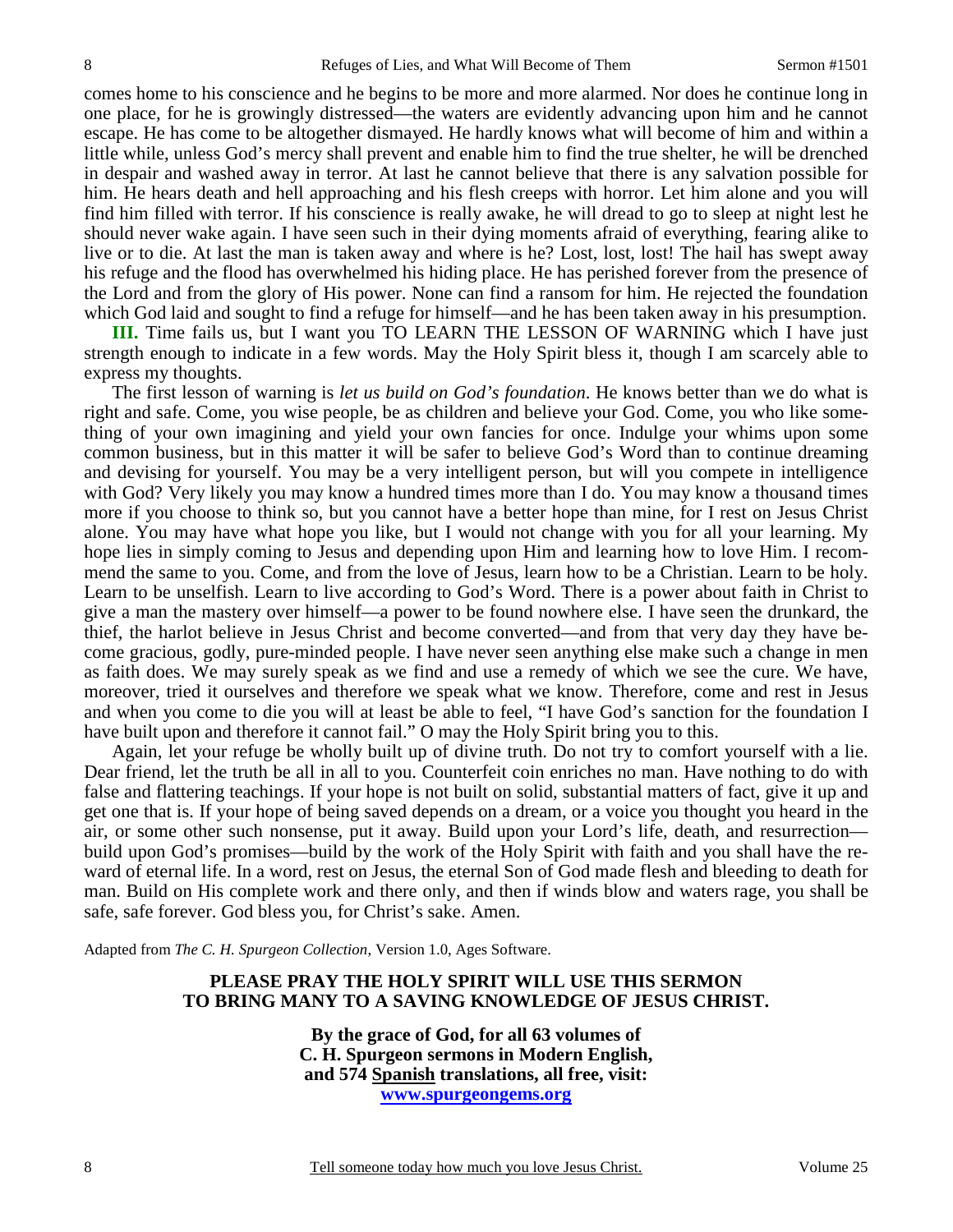comes home to his conscience and he begins to be more and more alarmed. Nor does he continue long in one place, for he is growingly distressed—the waters are evidently advancing upon him and he cannot escape. He has come to be altogether dismayed. He hardly knows what will become of him and within a little while, unless God's mercy shall prevent and enable him to find the true shelter, he will be drenched in despair and washed away in terror. At last he cannot believe that there is any salvation possible for him. He hears death and hell approaching and his flesh creeps with horror. Let him alone and you will find him filled with terror. If his conscience is really awake, he will dread to go to sleep at night lest he should never wake again. I have seen such in their dying moments afraid of everything, fearing alike to live or to die. At last the man is taken away and where is he? Lost, lost, lost! The hail has swept away his refuge and the flood has overwhelmed his hiding place. He has perished forever from the presence of the Lord and from the glory of His power. None can find a ransom for him. He rejected the foundation which God laid and sought to find a refuge for himself—and he has been taken away in his presumption.

**III.** Time fails us, but I want you TO LEARN THE LESSON OF WARNING which I have just strength enough to indicate in a few words. May the Holy Spirit bless it, though I am scarcely able to express my thoughts.

The first lesson of warning is *let us build on God's foundation*. He knows better than we do what is right and safe. Come, you wise people, be as children and believe your God. Come, you who like something of your own imagining and yield your own fancies for once. Indulge your whims upon some common business, but in this matter it will be safer to believe God's Word than to continue dreaming and devising for yourself. You may be a very intelligent person, but will you compete in intelligence with God? Very likely you may know a hundred times more than I do. You may know a thousand times more if you choose to think so, but you cannot have a better hope than mine, for I rest on Jesus Christ alone. You may have what hope you like, but I would not change with you for all your learning. My hope lies in simply coming to Jesus and depending upon Him and learning how to love Him. I recommend the same to you. Come, and from the love of Jesus, learn how to be a Christian. Learn to be holy. Learn to be unselfish. Learn to live according to God's Word. There is a power about faith in Christ to give a man the mastery over himself—a power to be found nowhere else. I have seen the drunkard, the thief, the harlot believe in Jesus Christ and become converted—and from that very day they have become gracious, godly, pure-minded people. I have never seen anything else make such a change in men as faith does. We may surely speak as we find and use a remedy of which we see the cure. We have, moreover, tried it ourselves and therefore we speak what we know. Therefore, come and rest in Jesus and when you come to die you will at least be able to feel, "I have God's sanction for the foundation I have built upon and therefore it cannot fail." O may the Holy Spirit bring you to this.

Again, let your refuge be wholly built up of divine truth. Do not try to comfort yourself with a lie. Dear friend, let the truth be all in all to you. Counterfeit coin enriches no man. Have nothing to do with false and flattering teachings. If your hope is not built on solid, substantial matters of fact, give it up and get one that is. If your hope of being saved depends on a dream, or a voice you thought you heard in the air, or some other such nonsense, put it away. Build upon your Lord's life, death, and resurrection—build upon God's promises—build by the work of the Holy Spirit with faith and you shall have the reward of eternal life. In a word, rest on Jesus, the eternal Son of God made flesh and bleeding to death for man. Build on His complete work and there only, and then if winds blow and waters rage, you shall be safe, safe forever. God bless you, for Christ's sake. Amen.

Adapted from *The C. H. Spurgeon Collection*, Version 1.0, Ages Software.

**PLEASE PRAY THE HOLY SPIRIT WILL USE THIS SERMON TO BRING MANY TO A SAVING KNOWLEDGE OF JESUS CHRIST.**

**By the grace of God, for all 63 volumes of C. H. Spurgeon sermons in Modern English, and 574 Spanish translations, all free, visit: www.spurgeongems.org**